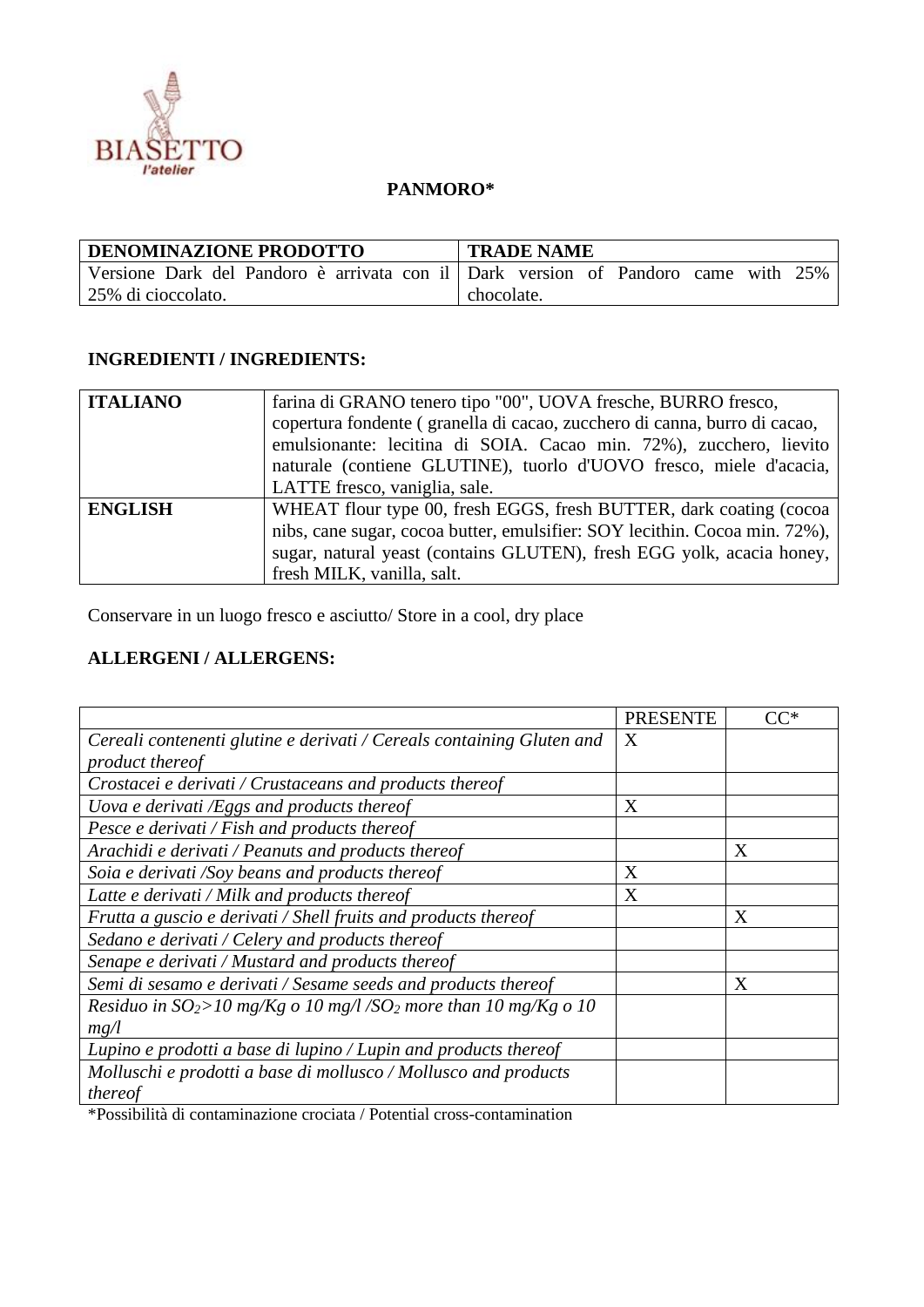BIASETTO
l'atelier

**PANMORO***

| DENOMINAZIONE PRODOTTO | TRADE NAME |
|---|---|
| Versione Dark del Pandoro è arrivata con il 25% di cioccolato. | Dark version of Pandoro came with 25% chocolate. |

**INGREDIENTI / INGREDIENTS:**

| | |
|---|---|
| **ITALIANO** | farina di GRANO tenero tipo "00", UOVA fresche, BURRO fresco, copertura fondente ( granella di cacao, zucchero di canna, burro di cacao, emulsionante: lecitina di SOIA. Cacao min. 72%), zucchero, lievito naturale (contiene GLUTINE), tuorlo d'UOVO fresco, miele d'acacia, LATTE fresco, vaniglia, sale. |
| **ENGLISH** | WHEAT flour type 00, fresh EGGS, fresh BUTTER, dark coating (cocoa nibs, cane sugar, cocoa butter, emulsifier: SOY lecithin. Cocoa min. 72%), sugar, natural yeast (contains GLUTEN), fresh EGG yolk, acacia honey, fresh MILK, vanilla, salt. |

Conservare in un luogo fresco e asciutto/ Store in a cool, dry place

**ALLERGENI / ALLERGENS:**

| | PRESENTE | CC* |
|---|---|---|
| *Cereali contenenti glutine e derivati / Cereals containing Gluten and product thereof* | X | |
| *Crostacei e derivati / Crustaceans and products thereof* | | |
| *Uova e derivati /Eggs and products thereof* | X | |
| *Pesce e derivati / Fish and products thereof* | | |
| *Arachidi e derivati / Peanuts and products thereof* | | X |
| *Soia e derivati /Soy beans and products thereof* | X | |
| *Latte e derivati / Milk and products thereof* | X | |
| *Frutta a guscio e derivati / Shell fruits and products thereof* | | X |
| *Sedano e derivati / Celery and products thereof* | | |
| *Senape e derivati / Mustard and products thereof* | | |
| *Semi di sesamo e derivati / Sesame seeds and products thereof* | | X |
| *Residuo in $SO_2$>10 mg/Kg o 10 mg/l /$SO_2$ more than 10 mg/Kg o 10 mg/l* | | |
| *Lupino e prodotti a base di lupino / Lupin and products thereof* | | |
| *Molluschi e prodotti a base di mollusco / Mollusco and products thereof* | | |

*Possibilità di contaminazione crociata / Potential cross-contamination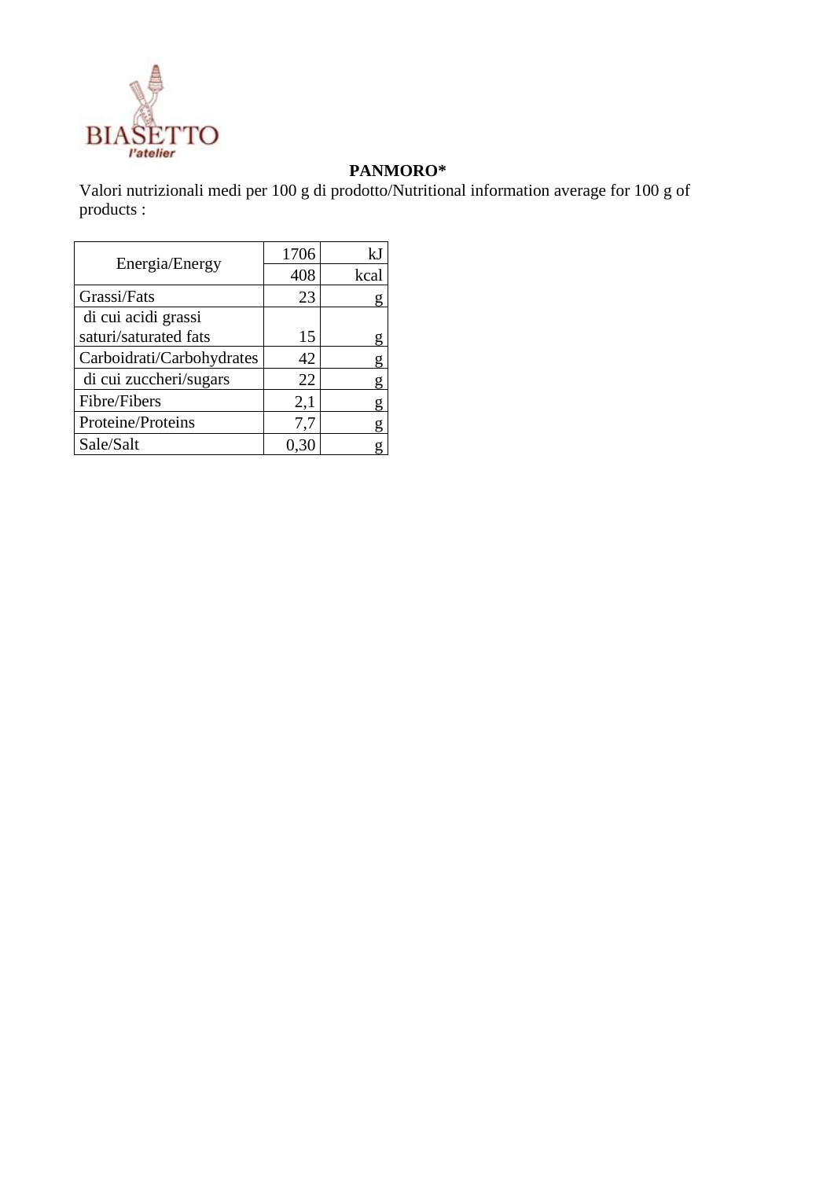BIASETTO
l'atelier

**PANMORO***

Valori nutrizionali medi per 100 g di prodotto/Nutritional information average for 100 g of products :

| | | |
|---|---|---|
| Energia/Energy | 1706 | kJ |
| | 408 | kcal |
| Grassi/Fats | 23 | g |
| di cui acidi grassi saturi/saturated fats | 15 | g |
| Carboidrati/Carbohydrates | 42 | g |
| di cui zuccheri/sugars | 22 | g |
| Fibre/Fibers | 2,1 | g |
| Proteine/Proteins | 7,7 | g |
| Sale/Salt | 0,30 | g |